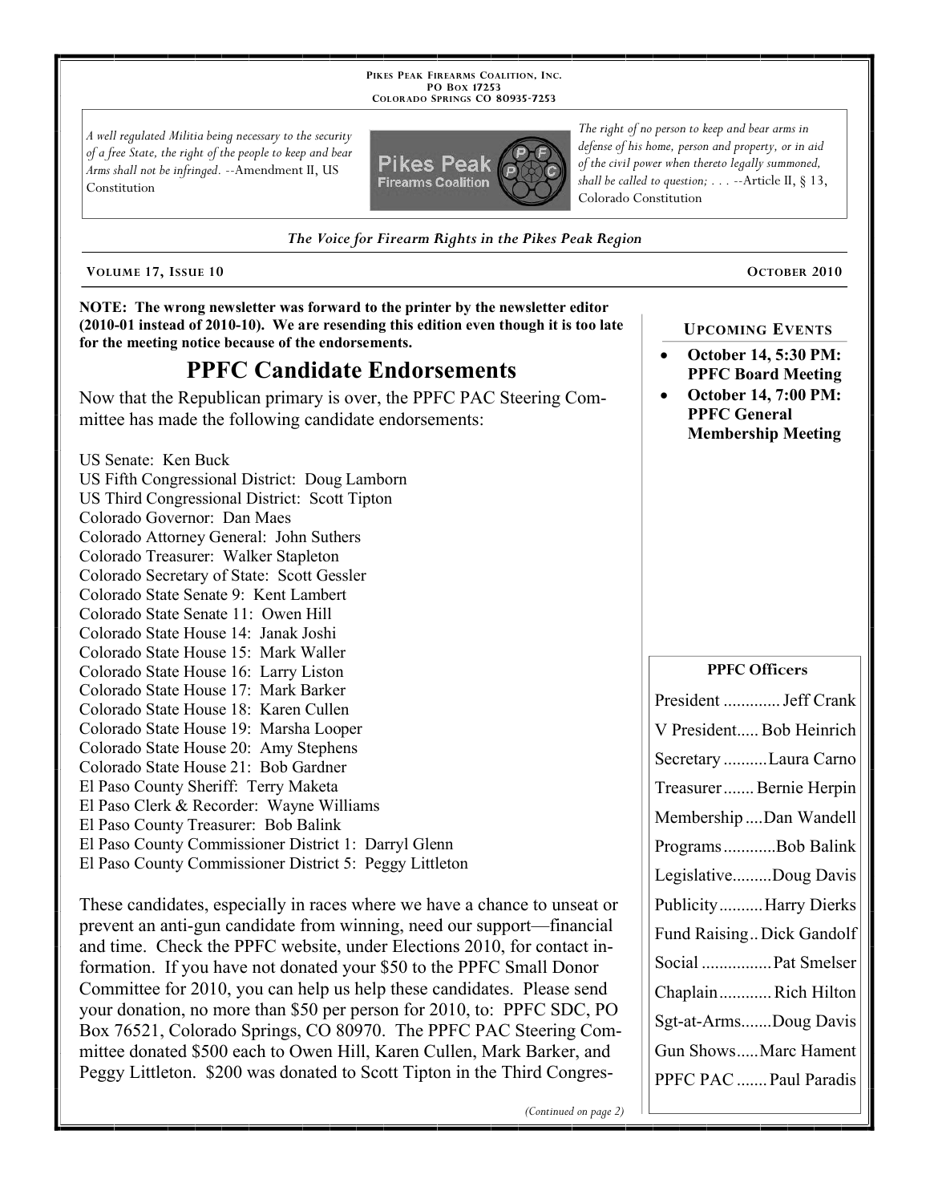PIKES PEAK FIREARMS COALITION, INC.
PO BOX 17253
COLORADO SPRINGS CO 80935-7253

*A well regulated Militia being necessary to the security of a free State, the right of the people to keep and bear Arms shall not be infringed.* --Amendment II, US Constitution

*The right of no person to keep and bear arms in defense of his home, person and property, or in aid of the civil power when thereto legally summoned, shall be called to question; . . .* --Article II, § 13, Colorado Constitution

*The Voice for Firearm Rights in the Pikes Peak Region*

VOLUME 17, ISSUE 10 — OCTOBER 2010

**NOTE: The wrong newsletter was forward to the printer by the newsletter editor (2010-01 instead of 2010-10). We are resending this edition even though it is too late for the meeting notice because of the endorsements.**

## PPFC Candidate Endorsements

Now that the Republican primary is over, the PPFC PAC Steering Committee has made the following candidate endorsements:

US Senate: Ken Buck
US Fifth Congressional District: Doug Lamborn
US Third Congressional District: Scott Tipton
Colorado Governor: Dan Maes
Colorado Attorney General: John Suthers
Colorado Treasurer: Walker Stapleton
Colorado Secretary of State: Scott Gessler
Colorado State Senate 9: Kent Lambert
Colorado State Senate 11: Owen Hill
Colorado State House 14: Janak Joshi
Colorado State House 15: Mark Waller
Colorado State House 16: Larry Liston
Colorado State House 17: Mark Barker
Colorado State House 18: Karen Cullen
Colorado State House 19: Marsha Looper
Colorado State House 20: Amy Stephens
Colorado State House 21: Bob Gardner
El Paso County Sheriff: Terry Maketa
El Paso Clerk & Recorder: Wayne Williams
El Paso County Treasurer: Bob Balink
El Paso County Commissioner District 1: Darryl Glenn
El Paso County Commissioner District 5: Peggy Littleton

These candidates, especially in races where we have a chance to unseat or prevent an anti-gun candidate from winning, need our support—financial and time. Check the PPFC website, under Elections 2010, for contact information. If you have not donated your $50 to the PPFC Small Donor Committee for 2010, you can help us help these candidates. Please send your donation, no more than $50 per person for 2010, to: PPFC SDC, PO Box 76521, Colorado Springs, CO 80970. The PPFC PAC Steering Committee donated $500 each to Owen Hill, Karen Cullen, Mark Barker, and Peggy Littleton. $200 was donated to Scott Tipton in the Third Congres-

*(Continued on page 2)*

### UPCOMING EVENTS

- **October 14, 5:30 PM: PPFC Board Meeting**
- **October 14, 7:00 PM: PPFC General Membership Meeting**

### PPFC Officers

| Position | Name |
|---|---|
| President | Jeff Crank |
| V President | Bob Heinrich |
| Secretary | Laura Carno |
| Treasurer | Bernie Herpin |
| Membership | Dan Wandell |
| Programs | Bob Balink |
| Legislative | Doug Davis |
| Publicity | Harry Dierks |
| Fund Raising | Dick Gandolf |
| Social | Pat Smelser |
| Chaplain | Rich Hilton |
| Sgt-at-Arms | Doug Davis |
| Gun Shows | Marc Hament |
| PPFC PAC | Paul Paradis |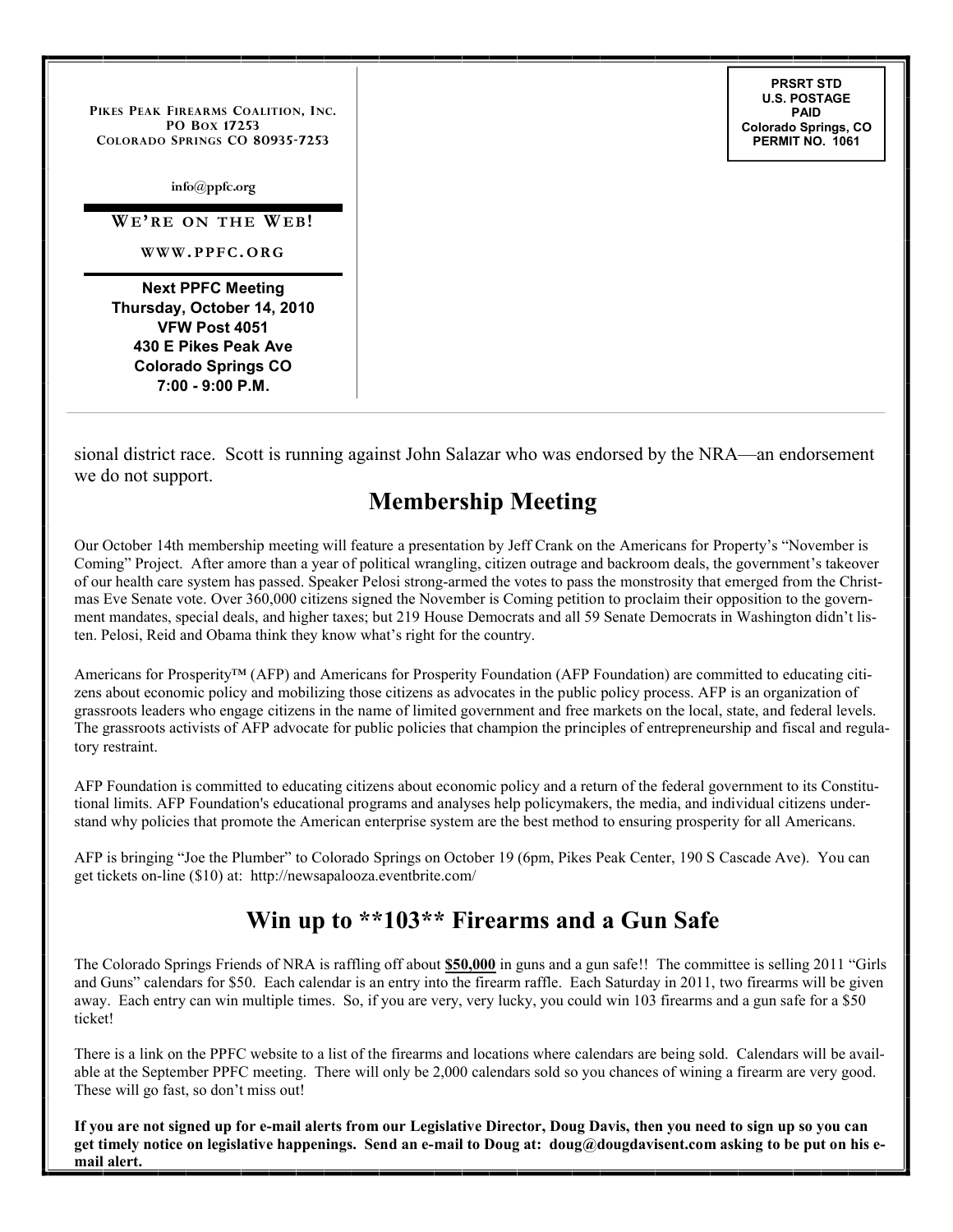Pikes Peak Firearms Coalition, Inc.
PO Box 17253
Colorado Springs CO 80935-7253

info@ppfc.org

**We're on the Web!**

**www.ppfc.org**

**Next PPFC Meeting**
**Thursday, October 14, 2010**
**VFW Post 4051**
**430 E Pikes Peak Ave**
**Colorado Springs CO**
**7:00 - 9:00 P.M.**

PRSRT STD
U.S. POSTAGE
PAID
Colorado Springs, CO
PERMIT NO. 1061

sional district race. Scott is running against John Salazar who was endorsed by the NRA—an endorsement we do not support.

## Membership Meeting

Our October 14th membership meeting will feature a presentation by Jeff Crank on the Americans for Property's "November is Coming" Project. After amore than a year of political wrangling, citizen outrage and backroom deals, the government's takeover of our health care system has passed. Speaker Pelosi strong-armed the votes to pass the monstrosity that emerged from the Christmas Eve Senate vote. Over 360,000 citizens signed the November is Coming petition to proclaim their opposition to the government mandates, special deals, and higher taxes; but 219 House Democrats and all 59 Senate Democrats in Washington didn't listen. Pelosi, Reid and Obama think they know what's right for the country.

Americans for Prosperity™ (AFP) and Americans for Prosperity Foundation (AFP Foundation) are committed to educating citizens about economic policy and mobilizing those citizens as advocates in the public policy process. AFP is an organization of grassroots leaders who engage citizens in the name of limited government and free markets on the local, state, and federal levels. The grassroots activists of AFP advocate for public policies that champion the principles of entrepreneurship and fiscal and regulatory restraint.

AFP Foundation is committed to educating citizens about economic policy and a return of the federal government to its Constitutional limits. AFP Foundation's educational programs and analyses help policymakers, the media, and individual citizens understand why policies that promote the American enterprise system are the best method to ensuring prosperity for all Americans.

AFP is bringing "Joe the Plumber" to Colorado Springs on October 19 (6pm, Pikes Peak Center, 190 S Cascade Ave). You can get tickets on-line ($10) at: http://newsapalooza.eventbrite.com/

## Win up to **103** Firearms and a Gun Safe

The Colorado Springs Friends of NRA is raffling off about **$50,000** in guns and a gun safe!! The committee is selling 2011 "Girls and Guns" calendars for $50. Each calendar is an entry into the firearm raffle. Each Saturday in 2011, two firearms will be given away. Each entry can win multiple times. So, if you are very, very lucky, you could win 103 firearms and a gun safe for a $50 ticket!

There is a link on the PPFC website to a list of the firearms and locations where calendars are being sold. Calendars will be available at the September PPFC meeting. There will only be 2,000 calendars sold so you chances of wining a firearm are very good. These will go fast, so don't miss out!

**If you are not signed up for e-mail alerts from our Legislative Director, Doug Davis, then you need to sign up so you can get timely notice on legislative happenings. Send an e-mail to Doug at: doug@dougdavisent.com asking to be put on his e-mail alert.**